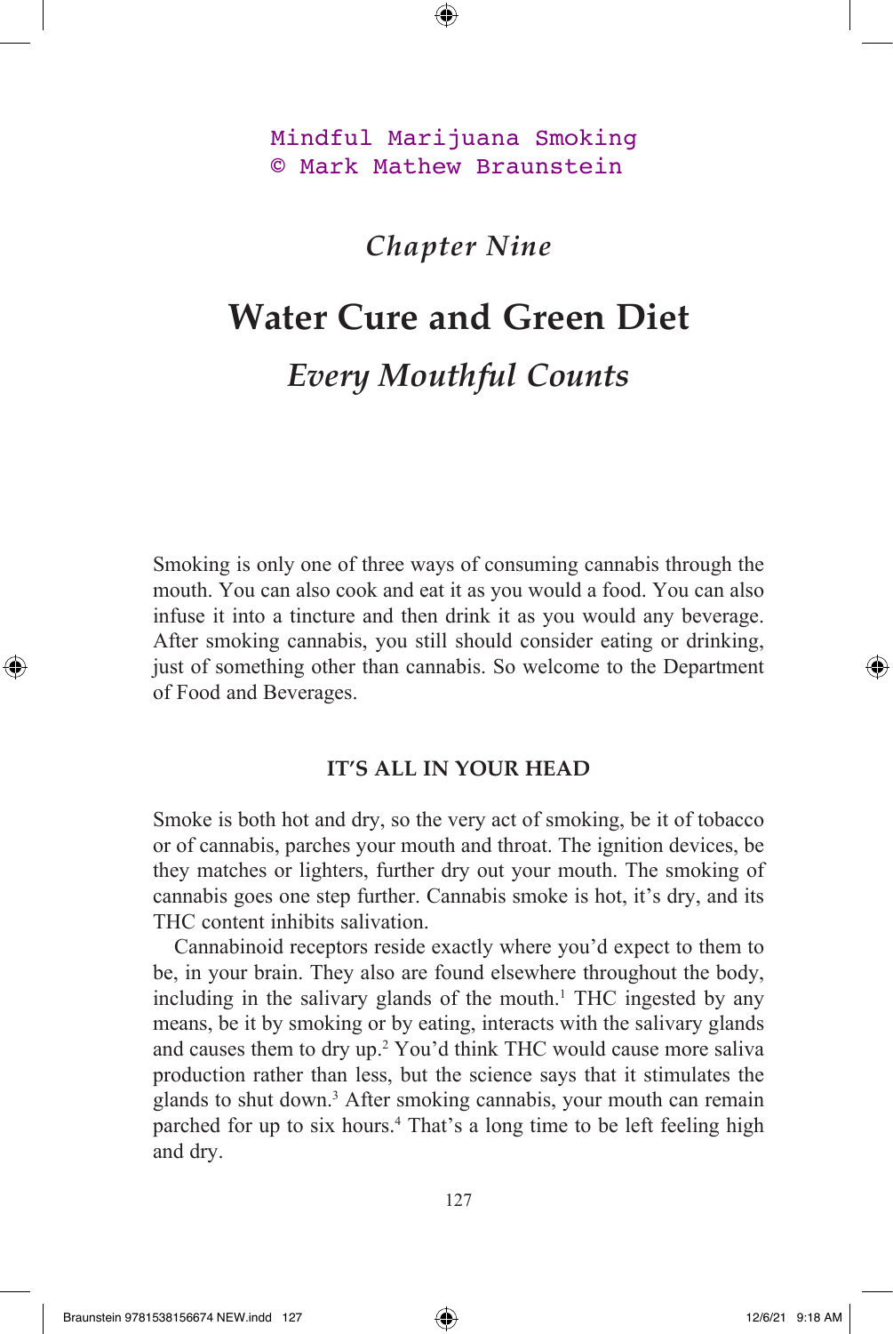Mindful Marijuana Smoking
© Mark Mathew Braunstein

*Chapter Nine*

# Water Cure and Green Diet

## *Every Mouthful Counts*

Smoking is only one of three ways of consuming cannabis through the mouth. You can also cook and eat it as you would a food. You can also infuse it into a tincture and then drink it as you would any beverage. After smoking cannabis, you still should consider eating or drinking, just of something other than cannabis. So welcome to the Department of Food and Beverages.

### IT'S ALL IN YOUR HEAD

Smoke is both hot and dry, so the very act of smoking, be it of tobacco or of cannabis, parches your mouth and throat. The ignition devices, be they matches or lighters, further dry out your mouth. The smoking of cannabis goes one step further. Cannabis smoke is hot, it's dry, and its THC content inhibits salivation.

Cannabinoid receptors reside exactly where you'd expect to them to be, in your brain. They also are found elsewhere throughout the body, including in the salivary glands of the mouth.[1] THC ingested by any means, be it by smoking or by eating, interacts with the salivary glands and causes them to dry up.[2] You'd think THC would cause more saliva production rather than less, but the science says that it stimulates the glands to shut down.[3] After smoking cannabis, your mouth can remain parched for up to six hours.[4] That's a long time to be left feeling high and dry.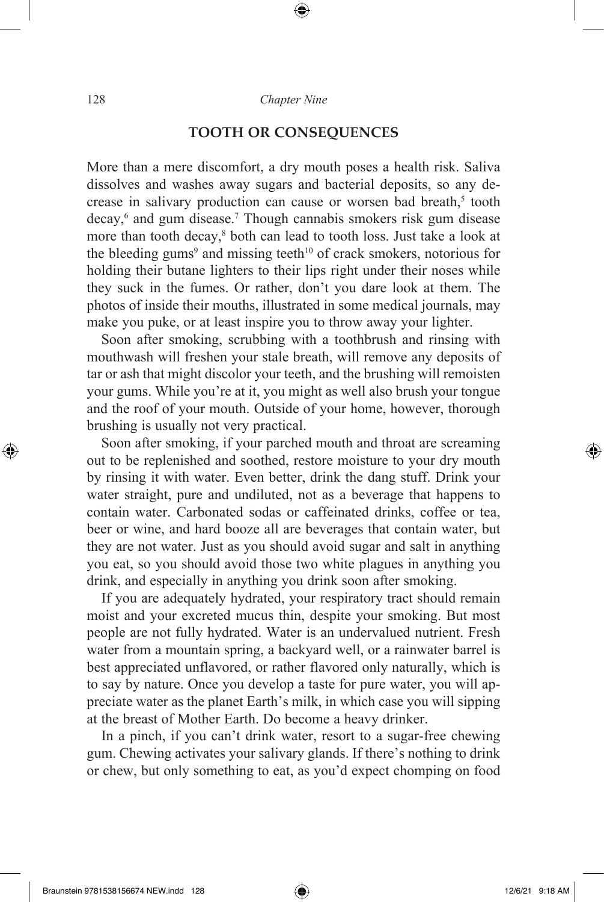## TOOTH OR CONSEQUENCES

More than a mere discomfort, a dry mouth poses a health risk. Saliva dissolves and washes away sugars and bacterial deposits, so any decrease in salivary production can cause or worsen bad breath,[5] tooth decay,[6] and gum disease.[7] Though cannabis smokers risk gum disease more than tooth decay,[8] both can lead to tooth loss. Just take a look at the bleeding gums[9] and missing teeth[10] of crack smokers, notorious for holding their butane lighters to their lips right under their noses while they suck in the fumes. Or rather, don't you dare look at them. The photos of inside their mouths, illustrated in some medical journals, may make you puke, or at least inspire you to throw away your lighter.

Soon after smoking, scrubbing with a toothbrush and rinsing with mouthwash will freshen your stale breath, will remove any deposits of tar or ash that might discolor your teeth, and the brushing will remoisten your gums. While you're at it, you might as well also brush your tongue and the roof of your mouth. Outside of your home, however, thorough brushing is usually not very practical.

Soon after smoking, if your parched mouth and throat are screaming out to be replenished and soothed, restore moisture to your dry mouth by rinsing it with water. Even better, drink the dang stuff. Drink your water straight, pure and undiluted, not as a beverage that happens to contain water. Carbonated sodas or caffeinated drinks, coffee or tea, beer or wine, and hard booze all are beverages that contain water, but they are not water. Just as you should avoid sugar and salt in anything you eat, so you should avoid those two white plagues in anything you drink, and especially in anything you drink soon after smoking.

If you are adequately hydrated, your respiratory tract should remain moist and your excreted mucus thin, despite your smoking. But most people are not fully hydrated. Water is an undervalued nutrient. Fresh water from a mountain spring, a backyard well, or a rainwater barrel is best appreciated unflavored, or rather flavored only naturally, which is to say by nature. Once you develop a taste for pure water, you will appreciate water as the planet Earth's milk, in which case you will sipping at the breast of Mother Earth. Do become a heavy drinker.

In a pinch, if you can't drink water, resort to a sugar-free chewing gum. Chewing activates your salivary glands. If there's nothing to drink or chew, but only something to eat, as you'd expect chomping on food